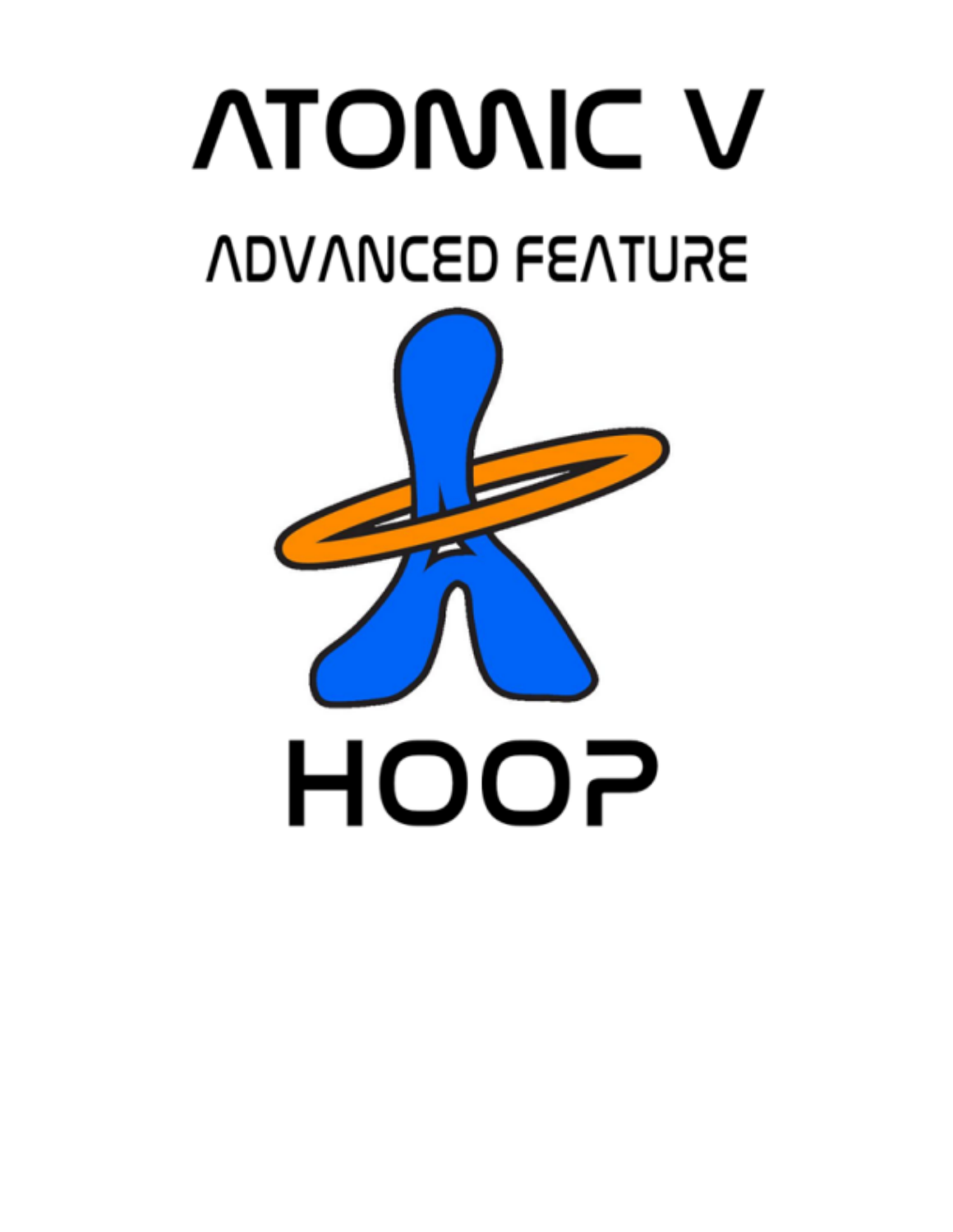# ATOMIC V

## ADVANCED FEATURE

## HOOP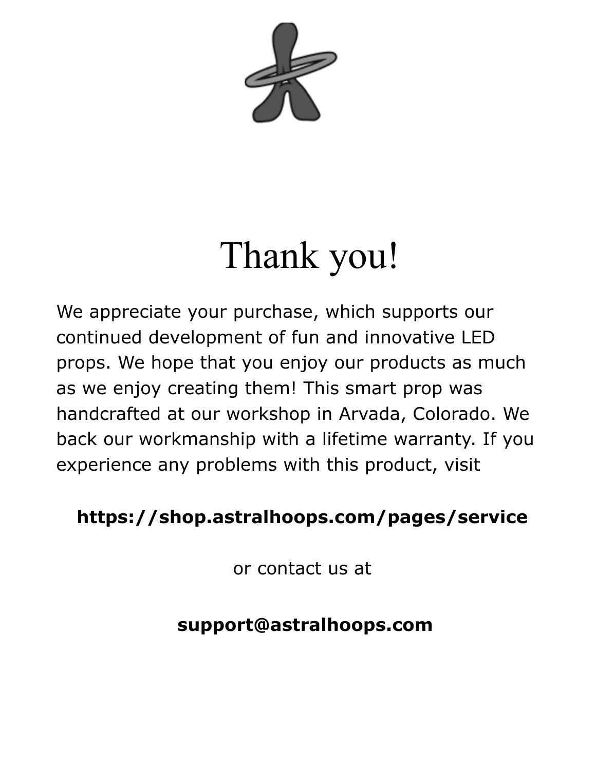# Thank you!

We appreciate your purchase, which supports our continued development of fun and innovative LED props. We hope that you enjoy our products as much as we enjoy creating them! This smart prop was handcrafted at our workshop in Arvada, Colorado. We back our workmanship with a lifetime warranty. If you experience any problems with this product, visit

**https://shop.astralhoops.com/pages/service**

or contact us at

**support@astralhoops.com**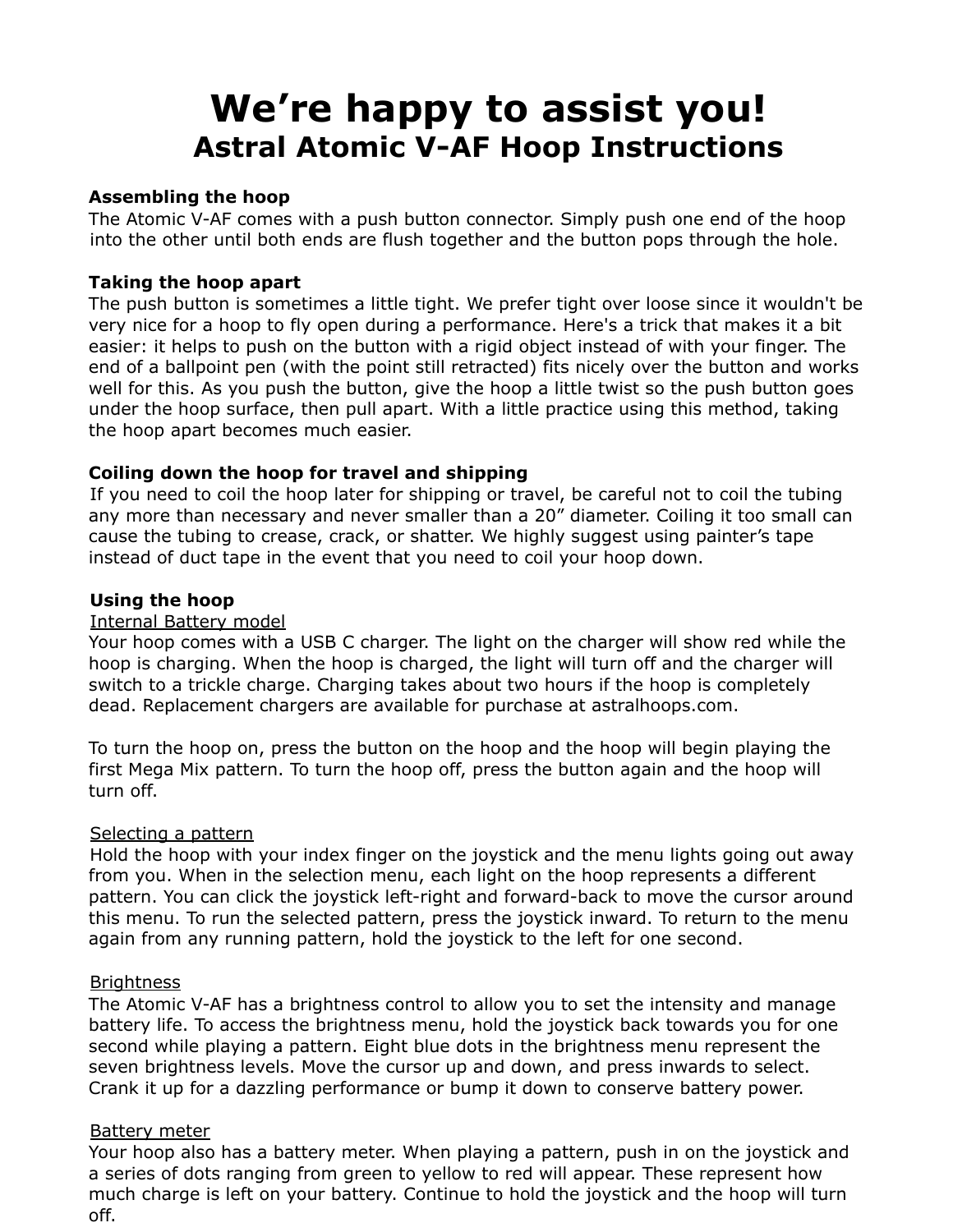# We’re happy to assist you!

## Astral Atomic V-AF Hoop Instructions

**Assembling the hoop**

The Atomic V-AF comes with a push button connector. Simply push one end of the hoop into the other until both ends are flush together and the button pops through the hole.

**Taking the hoop apart**

The push button is sometimes a little tight. We prefer tight over loose since it wouldn't be very nice for a hoop to fly open during a performance. Here's a trick that makes it a bit easier: it helps to push on the button with a rigid object instead of with your finger. The end of a ballpoint pen (with the point still retracted) fits nicely over the button and works well for this. As you push the button, give the hoop a little twist so the push button goes under the hoop surface, then pull apart. With a little practice using this method, taking the hoop apart becomes much easier.

**Coiling down the hoop for travel and shipping**

If you need to coil the hoop later for shipping or travel, be careful not to coil the tubing any more than necessary and never smaller than a 20” diameter. Coiling it too small can cause the tubing to crease, crack, or shatter. We highly suggest using painter’s tape instead of duct tape in the event that you need to coil your hoop down.

**Using the hoop**

<u>Internal Battery model</u>

Your hoop comes with a USB C charger. The light on the charger will show red while the hoop is charging. When the hoop is charged, the light will turn off and the charger will switch to a trickle charge. Charging takes about two hours if the hoop is completely dead. Replacement chargers are available for purchase at astralhoops.com.

To turn the hoop on, press the button on the hoop and the hoop will begin playing the first Mega Mix pattern. To turn the hoop off, press the button again and the hoop will turn off.

<u>Selecting a pattern</u>

Hold the hoop with your index finger on the joystick and the menu lights going out away from you. When in the selection menu, each light on the hoop represents a different pattern. You can click the joystick left-right and forward-back to move the cursor around this menu. To run the selected pattern, press the joystick inward. To return to the menu again from any running pattern, hold the joystick to the left for one second.

<u>Brightness</u>

The Atomic V-AF has a brightness control to allow you to set the intensity and manage battery life. To access the brightness menu, hold the joystick back towards you for one second while playing a pattern. Eight blue dots in the brightness menu represent the seven brightness levels. Move the cursor up and down, and press inwards to select. Crank it up for a dazzling performance or bump it down to conserve battery power.

<u>Battery meter</u>

Your hoop also has a battery meter. When playing a pattern, push in on the joystick and a series of dots ranging from green to yellow to red will appear. These represent how much charge is left on your battery. Continue to hold the joystick and the hoop will turn off.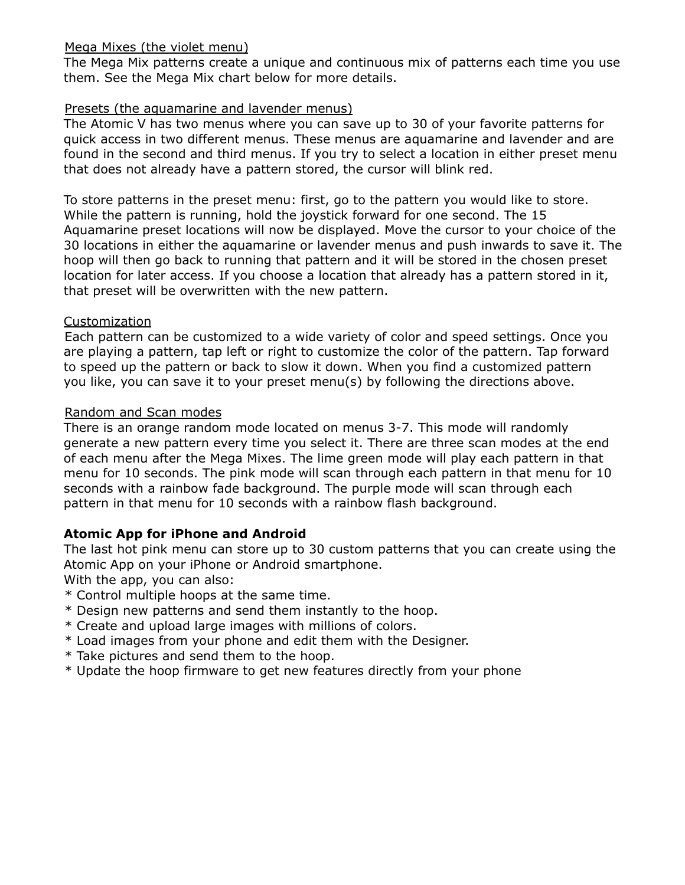Mega Mixes (the violet menu)

The Mega Mix patterns create a unique and continuous mix of patterns each time you use them. See the Mega Mix chart below for more details.

Presets (the aquamarine and lavender menus)

The Atomic V has two menus where you can save up to 30 of your favorite patterns for quick access in two different menus. These menus are aquamarine and lavender and are found in the second and third menus. If you try to select a location in either preset menu that does not already have a pattern stored, the cursor will blink red.

To store patterns in the preset menu: first, go to the pattern you would like to store. While the pattern is running, hold the joystick forward for one second. The 15 Aquamarine preset locations will now be displayed. Move the cursor to your choice of the 30 locations in either the aquamarine or lavender menus and push inwards to save it. The hoop will then go back to running that pattern and it will be stored in the chosen preset location for later access. If you choose a location that already has a pattern stored in it, that preset will be overwritten with the new pattern.

Customization

Each pattern can be customized to a wide variety of color and speed settings. Once you are playing a pattern, tap left or right to customize the color of the pattern. Tap forward to speed up the pattern or back to slow it down. When you find a customized pattern you like, you can save it to your preset menu(s) by following the directions above.

Random and Scan modes

There is an orange random mode located on menus 3-7. This mode will randomly generate a new pattern every time you select it. There are three scan modes at the end of each menu after the Mega Mixes. The lime green mode will play each pattern in that menu for 10 seconds. The pink mode will scan through each pattern in that menu for 10 seconds with a rainbow fade background. The purple mode will scan through each pattern in that menu for 10 seconds with a rainbow flash background.

**Atomic App for iPhone and Android**

The last hot pink menu can store up to 30 custom patterns that you can create using the Atomic App on your iPhone or Android smartphone.

With the app, you can also:

* Control multiple hoops at the same time.
* Design new patterns and send them instantly to the hoop.
* Create and upload large images with millions of colors.
* Load images from your phone and edit them with the Designer.
* Take pictures and send them to the hoop.
* Update the hoop firmware to get new features directly from your phone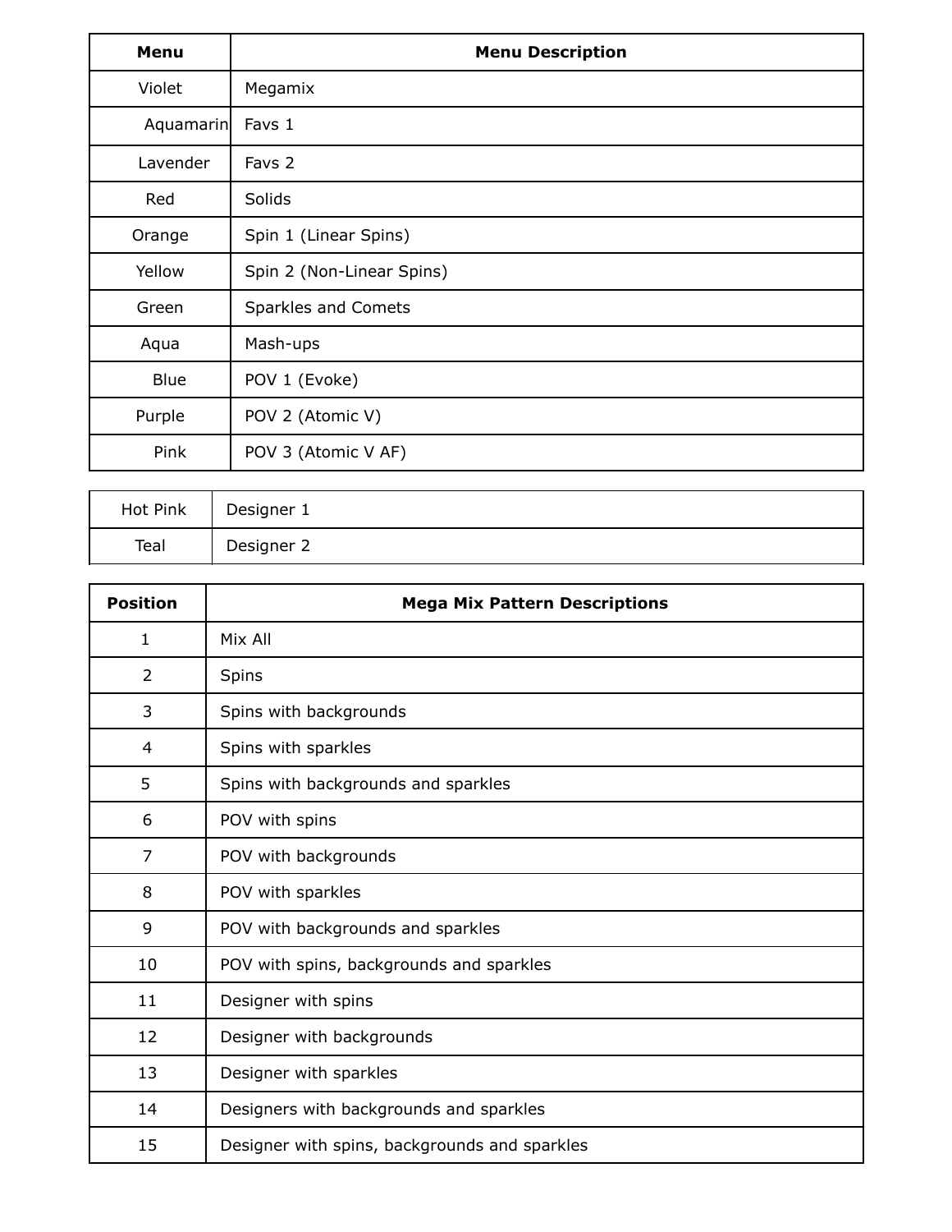| Menu | Menu Description |
| --- | --- |
| Violet | Megamix |
| Aquamarin | Favs 1 |
| Lavender | Favs 2 |
| Red | Solids |
| Orange | Spin 1 (Linear Spins) |
| Yellow | Spin 2 (Non-Linear Spins) |
| Green | Sparkles and Comets |
| Aqua | Mash-ups |
| Blue | POV 1 (Evoke) |
| Purple | POV 2 (Atomic V) |
| Pink | POV 3 (Atomic V AF) |

| | |
| --- | --- |
| Hot Pink | Designer 1 |
| Teal | Designer 2 |

| Position | Mega Mix Pattern Descriptions |
| --- | --- |
| 1 | Mix All |
| 2 | Spins |
| 3 | Spins with backgrounds |
| 4 | Spins with sparkles |
| 5 | Spins with backgrounds and sparkles |
| 6 | POV with spins |
| 7 | POV with backgrounds |
| 8 | POV with sparkles |
| 9 | POV with backgrounds and sparkles |
| 10 | POV with spins, backgrounds and sparkles |
| 11 | Designer with spins |
| 12 | Designer with backgrounds |
| 13 | Designer with sparkles |
| 14 | Designers with backgrounds and sparkles |
| 15 | Designer with spins, backgrounds and sparkles |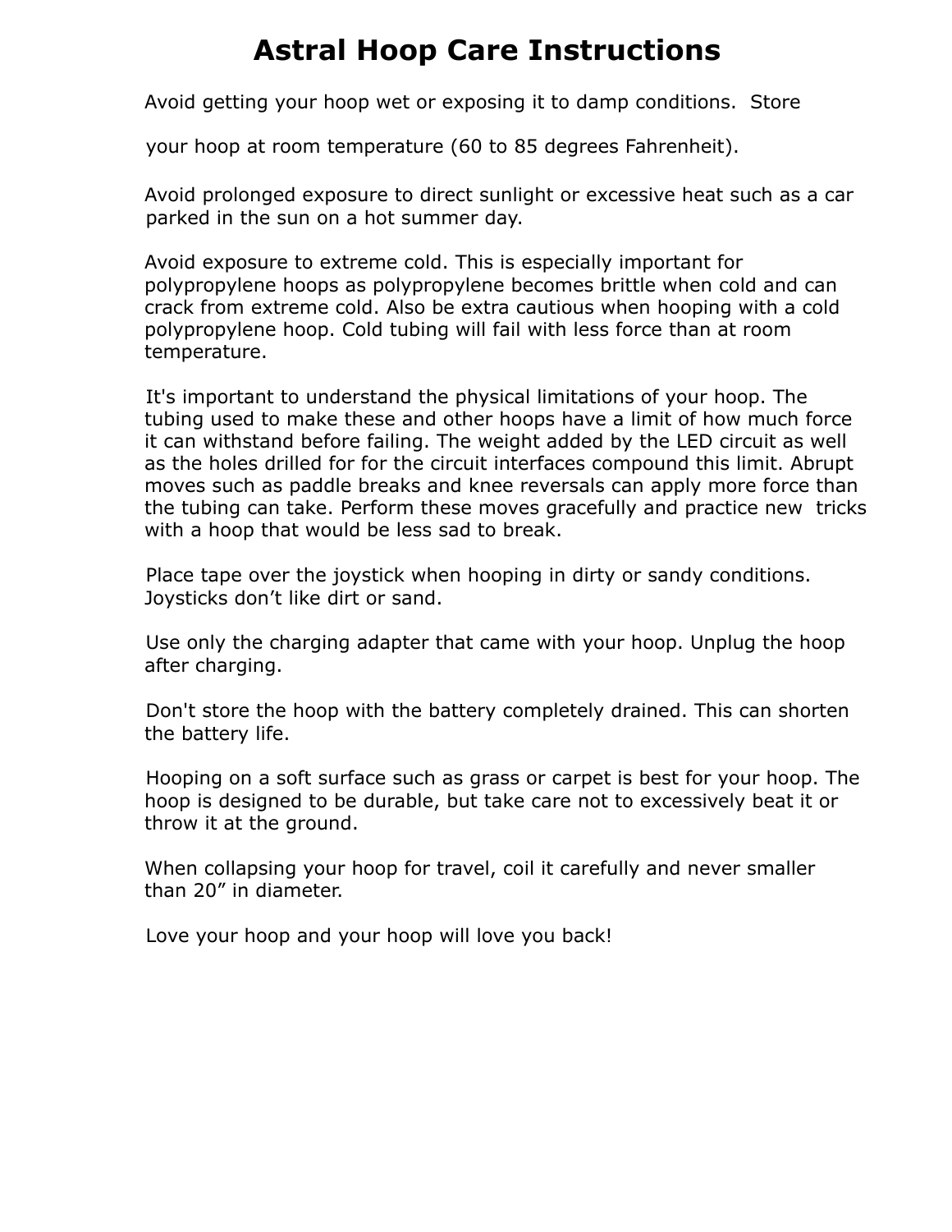# Astral Hoop Care Instructions

Avoid getting your hoop wet or exposing it to damp conditions. Store your hoop at room temperature (60 to 85 degrees Fahrenheit).

Avoid prolonged exposure to direct sunlight or excessive heat such as a car parked in the sun on a hot summer day.

Avoid exposure to extreme cold. This is especially important for polypropylene hoops as polypropylene becomes brittle when cold and can crack from extreme cold. Also be extra cautious when hooping with a cold polypropylene hoop. Cold tubing will fail with less force than at room temperature.

It's important to understand the physical limitations of your hoop. The tubing used to make these and other hoops have a limit of how much force it can withstand before failing. The weight added by the LED circuit as well as the holes drilled for for the circuit interfaces compound this limit. Abrupt moves such as paddle breaks and knee reversals can apply more force than the tubing can take. Perform these moves gracefully and practice new tricks with a hoop that would be less sad to break.

Place tape over the joystick when hooping in dirty or sandy conditions. Joysticks don't like dirt or sand.

Use only the charging adapter that came with your hoop. Unplug the hoop after charging.

Don't store the hoop with the battery completely drained. This can shorten the battery life.

Hooping on a soft surface such as grass or carpet is best for your hoop. The hoop is designed to be durable, but take care not to excessively beat it or throw it at the ground.

When collapsing your hoop for travel, coil it carefully and never smaller than 20" in diameter.

Love your hoop and your hoop will love you back!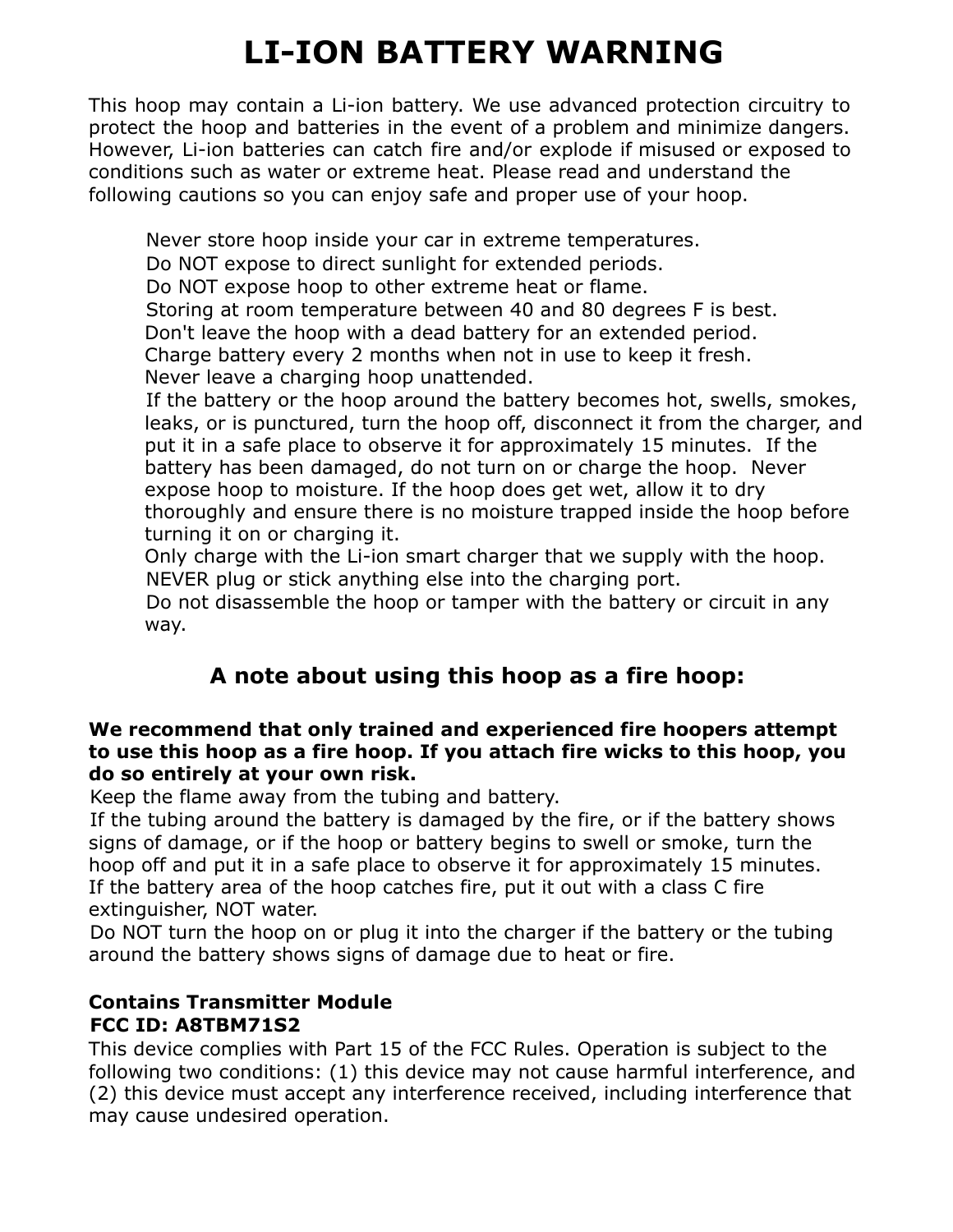# LI-ION BATTERY WARNING

This hoop may contain a Li-ion battery. We use advanced protection circuitry to protect the hoop and batteries in the event of a problem and minimize dangers. However, Li-ion batteries can catch fire and/or explode if misused or exposed to conditions such as water or extreme heat. Please read and understand the following cautions so you can enjoy safe and proper use of your hoop.

Never store hoop inside your car in extreme temperatures.
Do NOT expose to direct sunlight for extended periods.
Do NOT expose hoop to other extreme heat or flame.
Storing at room temperature between 40 and 80 degrees F is best.
Don't leave the hoop with a dead battery for an extended period.
Charge battery every 2 months when not in use to keep it fresh.
Never leave a charging hoop unattended.
If the battery or the hoop around the battery becomes hot, swells, smokes, leaks, or is punctured, turn the hoop off, disconnect it from the charger, and put it in a safe place to observe it for approximately 15 minutes. If the battery has been damaged, do not turn on or charge the hoop. Never expose hoop to moisture. If the hoop does get wet, allow it to dry thoroughly and ensure there is no moisture trapped inside the hoop before turning it on or charging it.
Only charge with the Li-ion smart charger that we supply with the hoop.
NEVER plug or stick anything else into the charging port.
Do not disassemble the hoop or tamper with the battery or circuit in any way.

## A note about using this hoop as a fire hoop:

**We recommend that only trained and experienced fire hoopers attempt to use this hoop as a fire hoop. If you attach fire wicks to this hoop, you do so entirely at your own risk.**
Keep the flame away from the tubing and battery.
If the tubing around the battery is damaged by the fire, or if the battery shows signs of damage, or if the hoop or battery begins to swell or smoke, turn the hoop off and put it in a safe place to observe it for approximately 15 minutes.
If the battery area of the hoop catches fire, put it out with a class C fire extinguisher, NOT water.
Do NOT turn the hoop on or plug it into the charger if the battery or the tubing around the battery shows signs of damage due to heat or fire.

**Contains Transmitter Module**
**FCC ID: A8TBM71S2**
This device complies with Part 15 of the FCC Rules. Operation is subject to the following two conditions: (1) this device may not cause harmful interference, and (2) this device must accept any interference received, including interference that may cause undesired operation.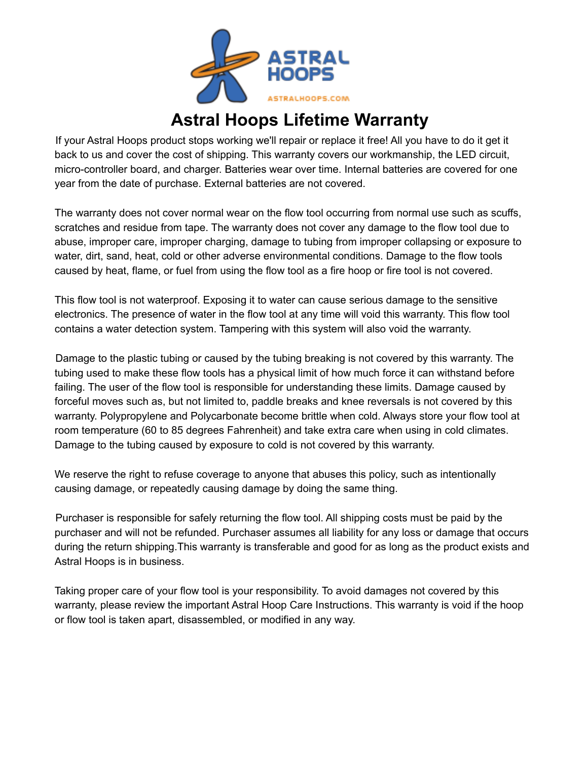# Astral Hoops Lifetime Warranty

If your Astral Hoops product stops working we'll repair or replace it free! All you have to do it get it back to us and cover the cost of shipping. This warranty covers our workmanship, the LED circuit, micro-controller board, and charger. Batteries wear over time. Internal batteries are covered for one year from the date of purchase. External batteries are not covered.

The warranty does not cover normal wear on the flow tool occurring from normal use such as scuffs, scratches and residue from tape. The warranty does not cover any damage to the flow tool due to abuse, improper care, improper charging, damage to tubing from improper collapsing or exposure to water, dirt, sand, heat, cold or other adverse environmental conditions. Damage to the flow tools caused by heat, flame, or fuel from using the flow tool as a fire hoop or fire tool is not covered.

This flow tool is not waterproof. Exposing it to water can cause serious damage to the sensitive electronics. The presence of water in the flow tool at any time will void this warranty. This flow tool contains a water detection system. Tampering with this system will also void the warranty.

Damage to the plastic tubing or caused by the tubing breaking is not covered by this warranty. The tubing used to make these flow tools has a physical limit of how much force it can withstand before failing. The user of the flow tool is responsible for understanding these limits. Damage caused by forceful moves such as, but not limited to, paddle breaks and knee reversals is not covered by this warranty. Polypropylene and Polycarbonate become brittle when cold. Always store your flow tool at room temperature (60 to 85 degrees Fahrenheit) and take extra care when using in cold climates. Damage to the tubing caused by exposure to cold is not covered by this warranty.

We reserve the right to refuse coverage to anyone that abuses this policy, such as intentionally causing damage, or repeatedly causing damage by doing the same thing.

Purchaser is responsible for safely returning the flow tool. All shipping costs must be paid by the purchaser and will not be refunded. Purchaser assumes all liability for any loss or damage that occurs during the return shipping.This warranty is transferable and good for as long as the product exists and Astral Hoops is in business.

Taking proper care of your flow tool is your responsibility. To avoid damages not covered by this warranty, please review the important Astral Hoop Care Instructions. This warranty is void if the hoop or flow tool is taken apart, disassembled, or modified in any way.